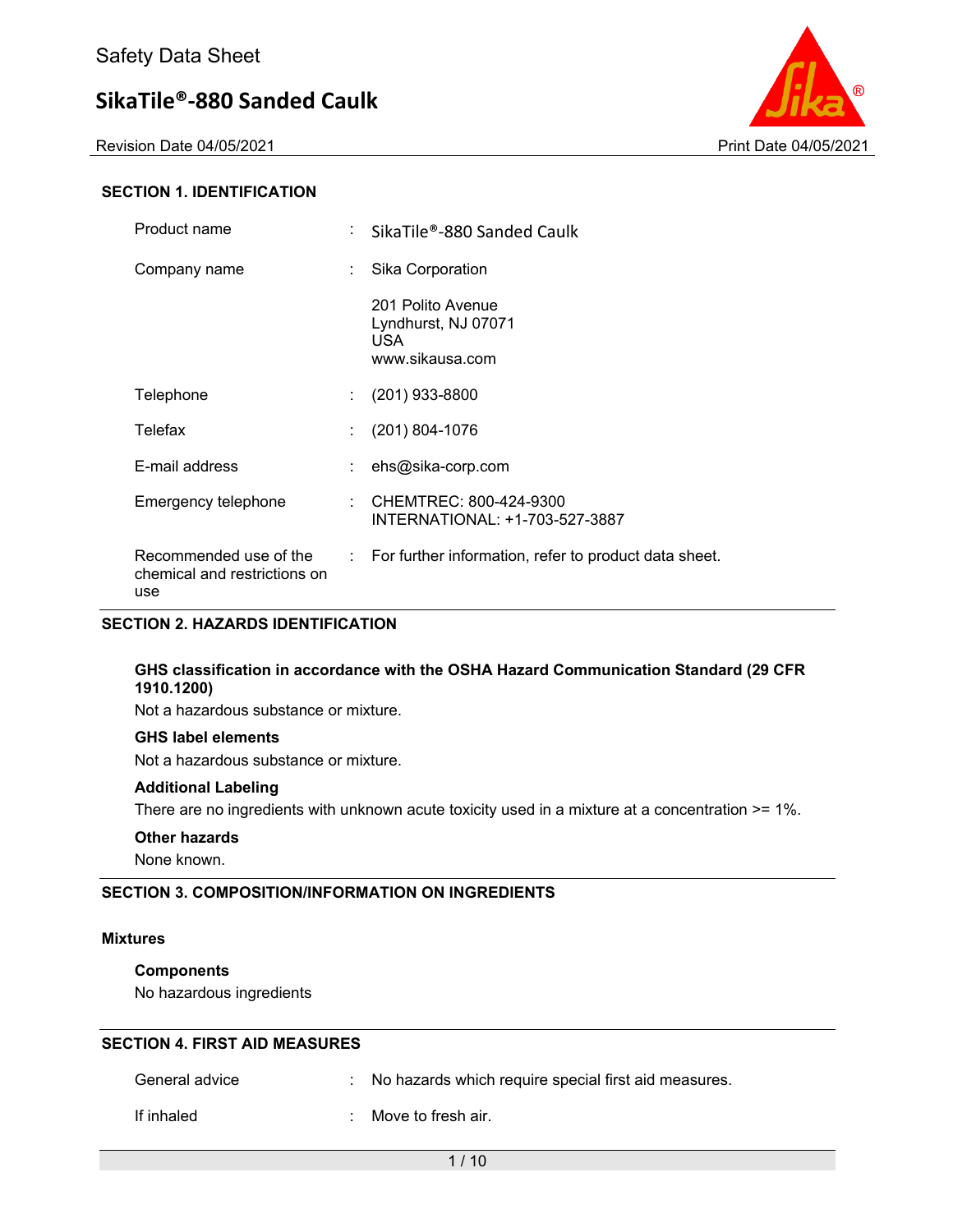# Safety Data Sheet

## SikaTile®-880 Sanded Caulk

Revision Date 04/05/2021 Print Date 04/05/2021

### SECTION 1. IDENTIFICATION

| | | |
|---|---|---|
| Product name | : | SikaTile®-880 Sanded Caulk |
| Company name | : | Sika Corporation<br><br>201 Polito Avenue<br>Lyndhurst, NJ 07071<br>USA<br>www.sikausa.com |
| Telephone | : | (201) 933-8800 |
| Telefax | : | (201) 804-1076 |
| E-mail address | : | ehs@sika-corp.com |
| Emergency telephone | : | CHEMTREC: 800-424-9300<br>INTERNATIONAL: +1-703-527-3887 |
| Recommended use of the chemical and restrictions on use | : | For further information, refer to product data sheet. |

### SECTION 2. HAZARDS IDENTIFICATION

**GHS classification in accordance with the OSHA Hazard Communication Standard (29 CFR 1910.1200)**

Not a hazardous substance or mixture.

**GHS label elements**

Not a hazardous substance or mixture.

**Additional Labeling**

There are no ingredients with unknown acute toxicity used in a mixture at a concentration >= 1%.

**Other hazards**

None known.

### SECTION 3. COMPOSITION/INFORMATION ON INGREDIENTS

**Mixtures**

**Components**

No hazardous ingredients

### SECTION 4. FIRST AID MEASURES

| | | |
|---|---|---|
| General advice | : | No hazards which require special first aid measures. |
| If inhaled | : | Move to fresh air. |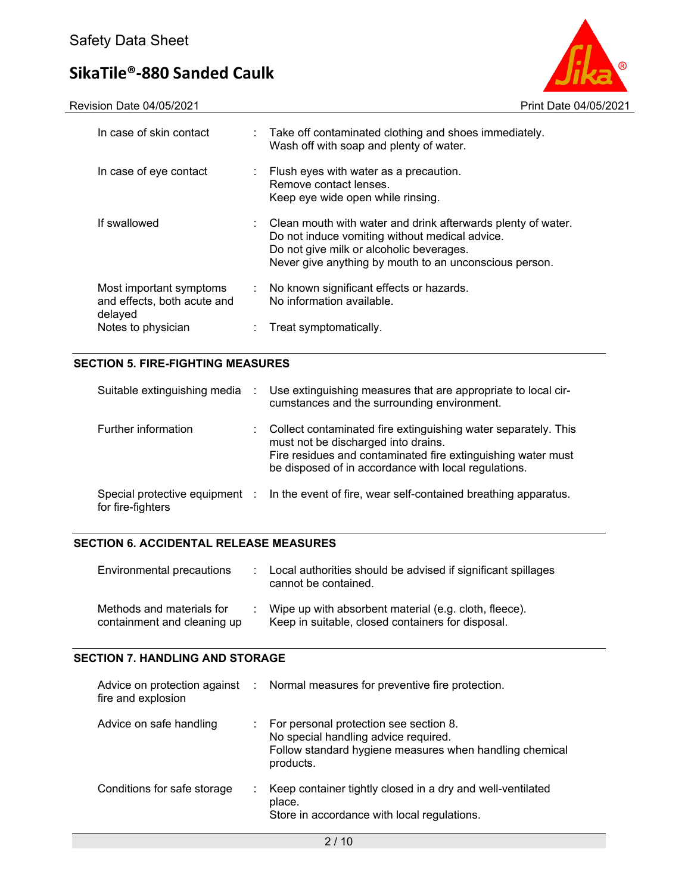| | | |
|---|---|---|
| In case of skin contact | : | Take off contaminated clothing and shoes immediately. Wash off with soap and plenty of water. |
| In case of eye contact | : | Flush eyes with water as a precaution. Remove contact lenses. Keep eye wide open while rinsing. |
| If swallowed | : | Clean mouth with water and drink afterwards plenty of water. Do not induce vomiting without medical advice. Do not give milk or alcoholic beverages. Never give anything by mouth to an unconscious person. |
| Most important symptoms and effects, both acute and delayed | : | No known significant effects or hazards. No information available. |
| Notes to physician | : | Treat symptomatically. |

## SECTION 5. FIRE-FIGHTING MEASURES

| | | |
|---|---|---|
| Suitable extinguishing media | : | Use extinguishing measures that are appropriate to local circumstances and the surrounding environment. |
| Further information | : | Collect contaminated fire extinguishing water separately. This must not be discharged into drains. Fire residues and contaminated fire extinguishing water must be disposed of in accordance with local regulations. |
| Special protective equipment for fire-fighters | : | In the event of fire, wear self-contained breathing apparatus. |

## SECTION 6. ACCIDENTAL RELEASE MEASURES

| | | |
|---|---|---|
| Environmental precautions | : | Local authorities should be advised if significant spillages cannot be contained. |
| Methods and materials for containment and cleaning up | : | Wipe up with absorbent material (e.g. cloth, fleece). Keep in suitable, closed containers for disposal. |

## SECTION 7. HANDLING AND STORAGE

| | | |
|---|---|---|
| Advice on protection against fire and explosion | : | Normal measures for preventive fire protection. |
| Advice on safe handling | : | For personal protection see section 8. No special handling advice required. Follow standard hygiene measures when handling chemical products. |
| Conditions for safe storage | : | Keep container tightly closed in a dry and well-ventilated place. Store in accordance with local regulations. |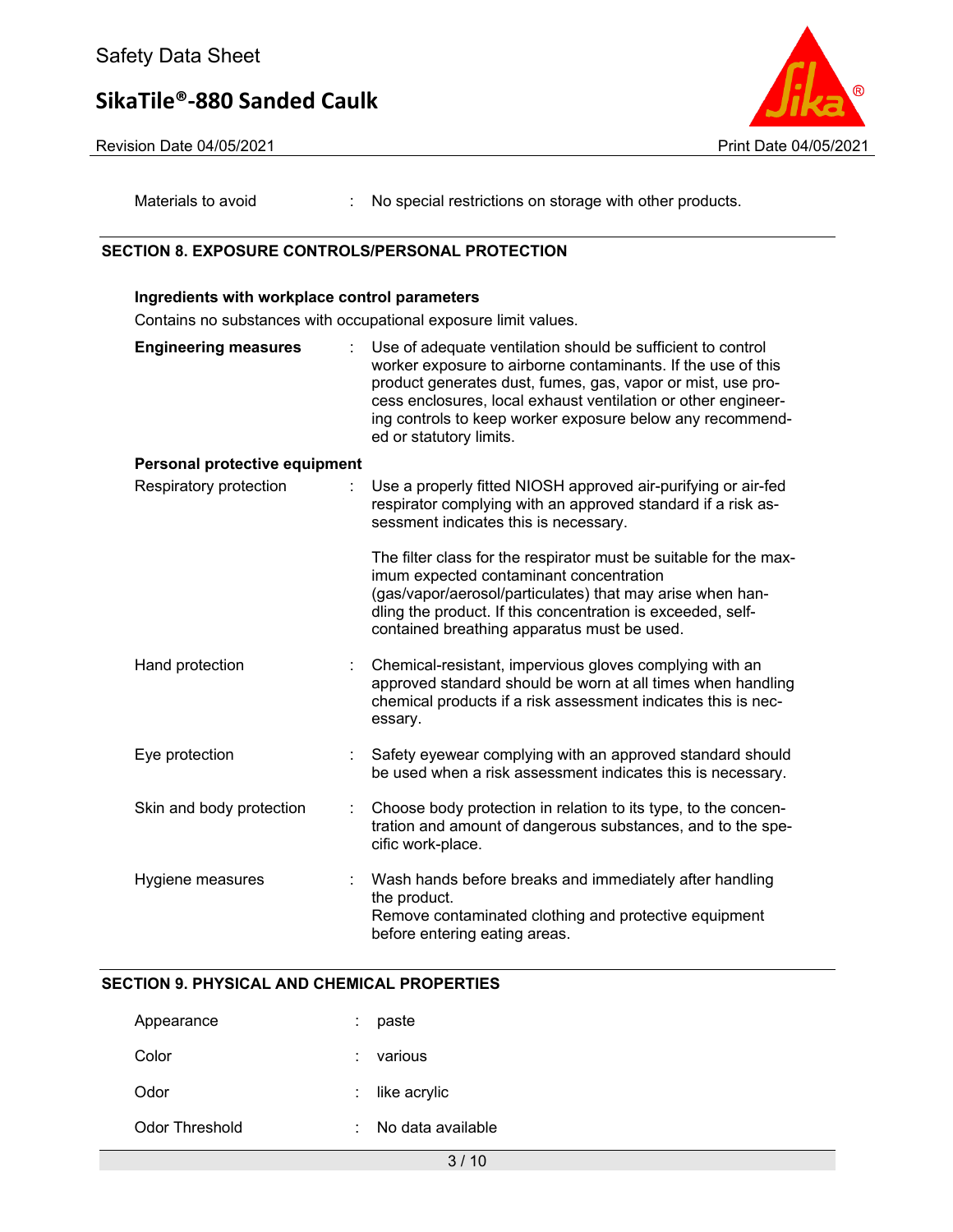Materials to avoid : No special restrictions on storage with other products.

## SECTION 8. EXPOSURE CONTROLS/PERSONAL PROTECTION

**Ingredients with workplace control parameters**

Contains no substances with occupational exposure limit values.

**Engineering measures** : Use of adequate ventilation should be sufficient to control worker exposure to airborne contaminants. If the use of this product generates dust, fumes, gas, vapor or mist, use process enclosures, local exhaust ventilation or other engineering controls to keep worker exposure below any recommended or statutory limits.

**Personal protective equipment**

Respiratory protection : Use a properly fitted NIOSH approved air-purifying or air-fed respirator complying with an approved standard if a risk assessment indicates this is necessary.

The filter class for the respirator must be suitable for the maximum expected contaminant concentration (gas/vapor/aerosol/particulates) that may arise when handling the product. If this concentration is exceeded, self-contained breathing apparatus must be used.

Hand protection : Chemical-resistant, impervious gloves complying with an approved standard should be worn at all times when handling chemical products if a risk assessment indicates this is necessary.

Eye protection : Safety eyewear complying with an approved standard should be used when a risk assessment indicates this is necessary.

Skin and body protection : Choose body protection in relation to its type, to the concentration and amount of dangerous substances, and to the specific work-place.

Hygiene measures : Wash hands before breaks and immediately after handling the product.
Remove contaminated clothing and protective equipment before entering eating areas.

## SECTION 9. PHYSICAL AND CHEMICAL PROPERTIES

Appearance : paste

Color : various

Odor : like acrylic

Odor Threshold : No data available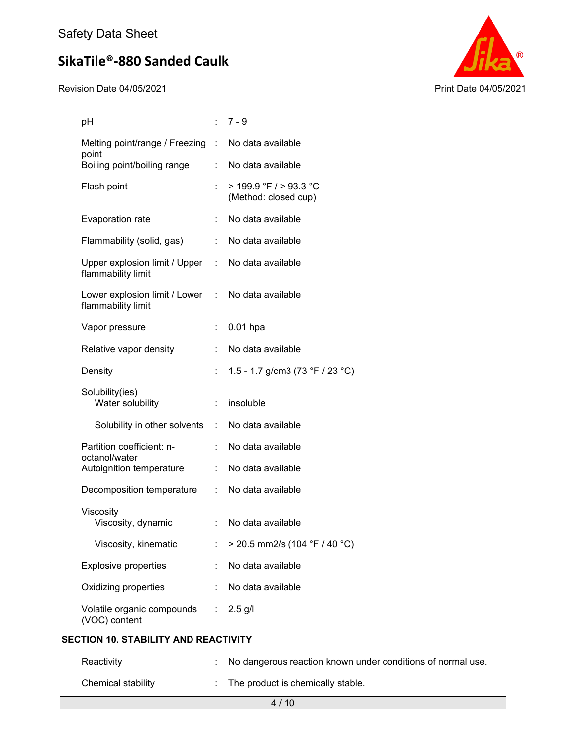| Property | | Value |
|---|---|---|
| pH | : | 7 - 9 |
| Melting point/range / Freezing point | : | No data available |
| Boiling point/boiling range | : | No data available |
| Flash point | : | > 199.9 °F / > 93.3 °C (Method: closed cup) |
| Evaporation rate | : | No data available |
| Flammability (solid, gas) | : | No data available |
| Upper explosion limit / Upper flammability limit | : | No data available |
| Lower explosion limit / Lower flammability limit | : | No data available |
| Vapor pressure | : | 0.01 hpa |
| Relative vapor density | : | No data available |
| Density | : | 1.5 - 1.7 g/cm3 (73 °F / 23 °C) |
| Solubility(ies) | | |
| Water solubility | : | insoluble |
| Solubility in other solvents | : | No data available |
| Partition coefficient: n-octanol/water | : | No data available |
| Autoignition temperature | : | No data available |
| Decomposition temperature | : | No data available |
| Viscosity | | |
| Viscosity, dynamic | : | No data available |
| Viscosity, kinematic | : | > 20.5 mm2/s (104 °F / 40 °C) |
| Explosive properties | : | No data available |
| Oxidizing properties | : | No data available |
| Volatile organic compounds (VOC) content | : | 2.5 g/l |

## SECTION 10. STABILITY AND REACTIVITY

| Property | | Value |
|---|---|---|
| Reactivity | : | No dangerous reaction known under conditions of normal use. |
| Chemical stability | : | The product is chemically stable. |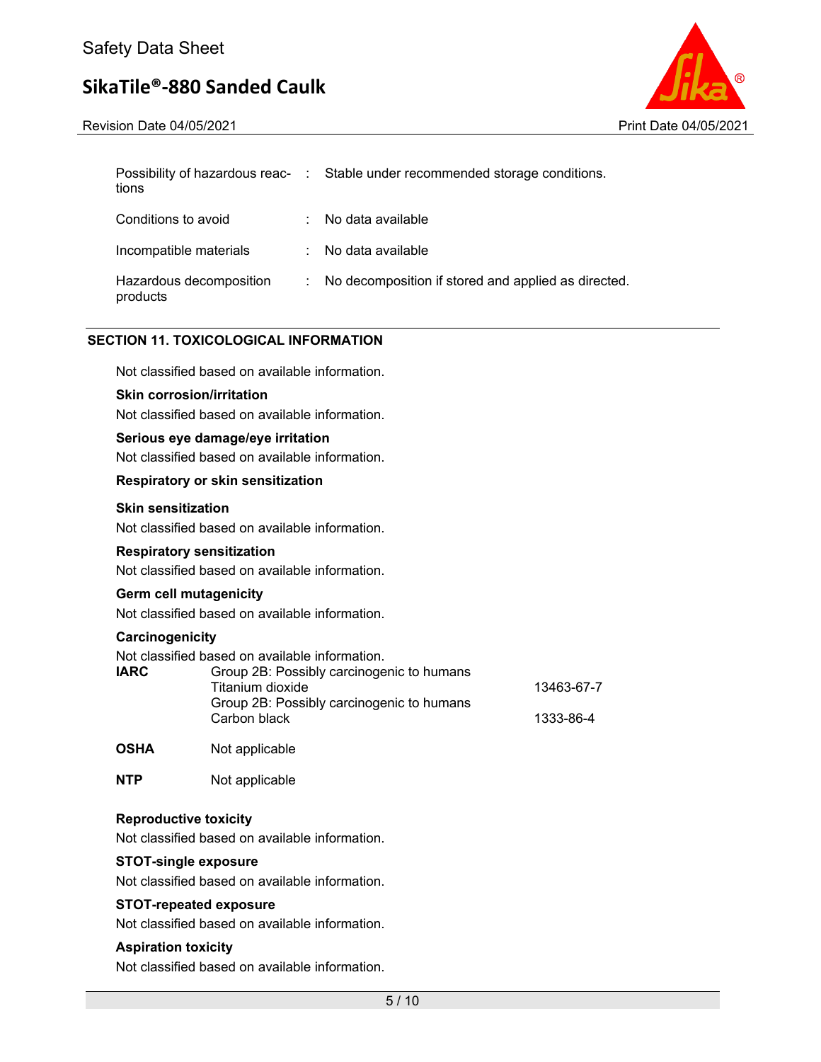| | | |
|---|---|---|
| Possibility of hazardous reactions | : | Stable under recommended storage conditions. |
| Conditions to avoid | : | No data available |
| Incompatible materials | : | No data available |
| Hazardous decomposition products | : | No decomposition if stored and applied as directed. |

## SECTION 11. TOXICOLOGICAL INFORMATION

Not classified based on available information.

**Skin corrosion/irritation**

Not classified based on available information.

**Serious eye damage/eye irritation**

Not classified based on available information.

**Respiratory or skin sensitization**

**Skin sensitization**

Not classified based on available information.

**Respiratory sensitization**

Not classified based on available information.

**Germ cell mutagenicity**

Not classified based on available information.

**Carcinogenicity**

Not classified based on available information.

| | | |
|---|---|---|
| **IARC** | Group 2B: Possibly carcinogenic to humans<br>Titanium dioxide | 13463-67-7 |
| | Group 2B: Possibly carcinogenic to humans<br>Carbon black | 1333-86-4 |
| **OSHA** | Not applicable | |
| **NTP** | Not applicable | |

**Reproductive toxicity**

Not classified based on available information.

**STOT-single exposure**

Not classified based on available information.

**STOT-repeated exposure**

Not classified based on available information.

**Aspiration toxicity**

Not classified based on available information.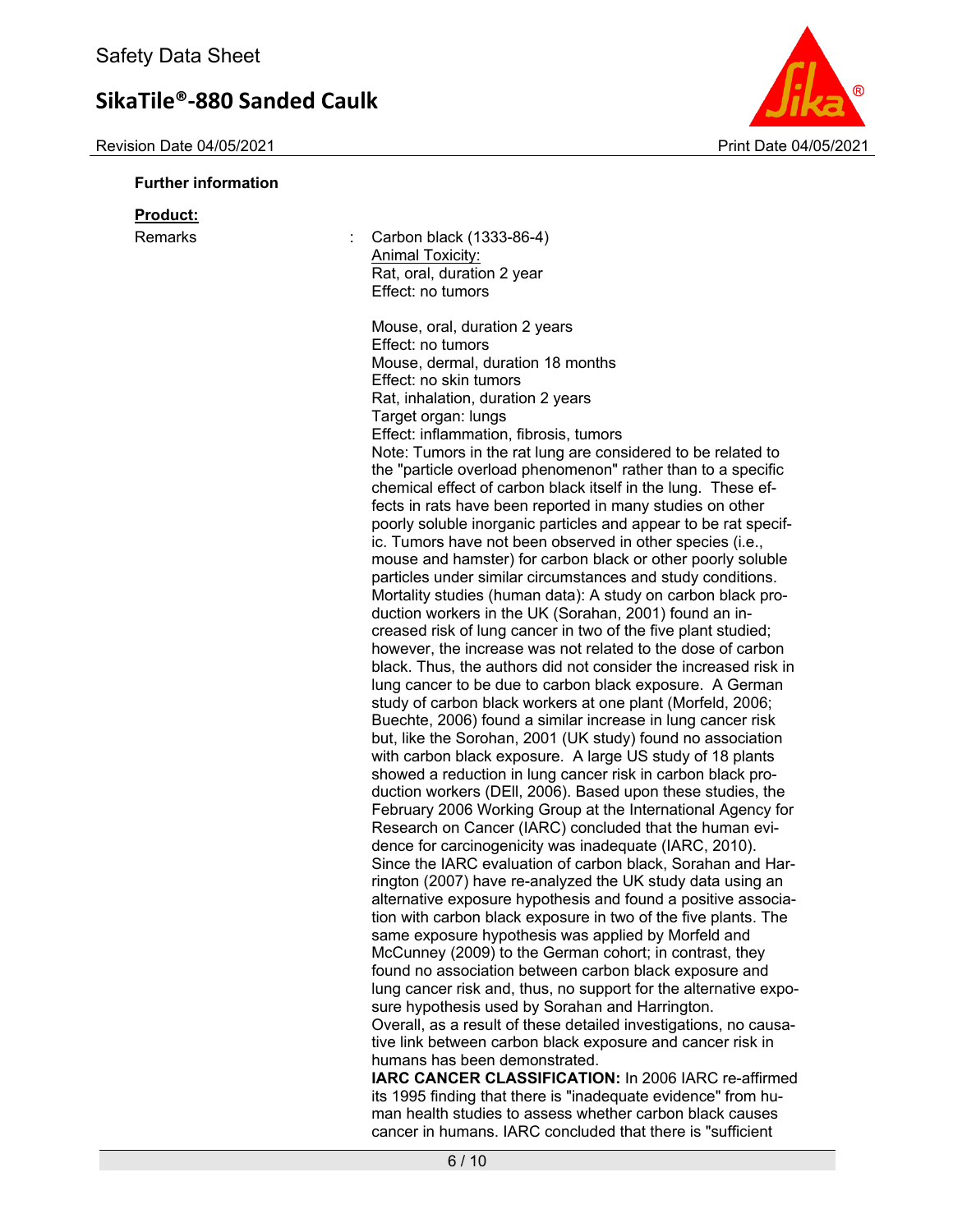**Further information**

**Product:**

Remarks : Carbon black (1333-86-4)

Animal Toxicity:

Rat, oral, duration 2 year
Effect: no tumors

Mouse, oral, duration 2 years
Effect: no tumors
Mouse, dermal, duration 18 months
Effect: no skin tumors
Rat, inhalation, duration 2 years
Target organ: lungs
Effect: inflammation, fibrosis, tumors
Note: Tumors in the rat lung are considered to be related to the "particle overload phenomenon" rather than to a specific chemical effect of carbon black itself in the lung. These effects in rats have been reported in many studies on other poorly soluble inorganic particles and appear to be rat specific. Tumors have not been observed in other species (i.e., mouse and hamster) for carbon black or other poorly soluble particles under similar circumstances and study conditions.
Mortality studies (human data): A study on carbon black production workers in the UK (Sorahan, 2001) found an increased risk of lung cancer in two of the five plant studied; however, the increase was not related to the dose of carbon black. Thus, the authors did not consider the increased risk in lung cancer to be due to carbon black exposure. A German study of carbon black workers at one plant (Morfeld, 2006; Buechte, 2006) found a similar increase in lung cancer risk but, like the Sorohan, 2001 (UK study) found no association with carbon black exposure. A large US study of 18 plants showed a reduction in lung cancer risk in carbon black production workers (DEll, 2006). Based upon these studies, the February 2006 Working Group at the International Agency for Research on Cancer (IARC) concluded that the human evidence for carcinogenicity was inadequate (IARC, 2010).
Since the IARC evaluation of carbon black, Sorahan and Harrington (2007) have re-analyzed the UK study data using an alternative exposure hypothesis and found a positive association with carbon black exposure in two of the five plants. The same exposure hypothesis was applied by Morfeld and McCunney (2009) to the German cohort; in contrast, they found no association between carbon black exposure and lung cancer risk and, thus, no support for the alternative exposure hypothesis used by Sorahan and Harrington.
Overall, as a result of these detailed investigations, no causative link between carbon black exposure and cancer risk in humans has been demonstrated.
**IARC CANCER CLASSIFICATION:** In 2006 IARC re-affirmed its 1995 finding that there is "inadequate evidence" from human health studies to assess whether carbon black causes cancer in humans. IARC concluded that there is "sufficient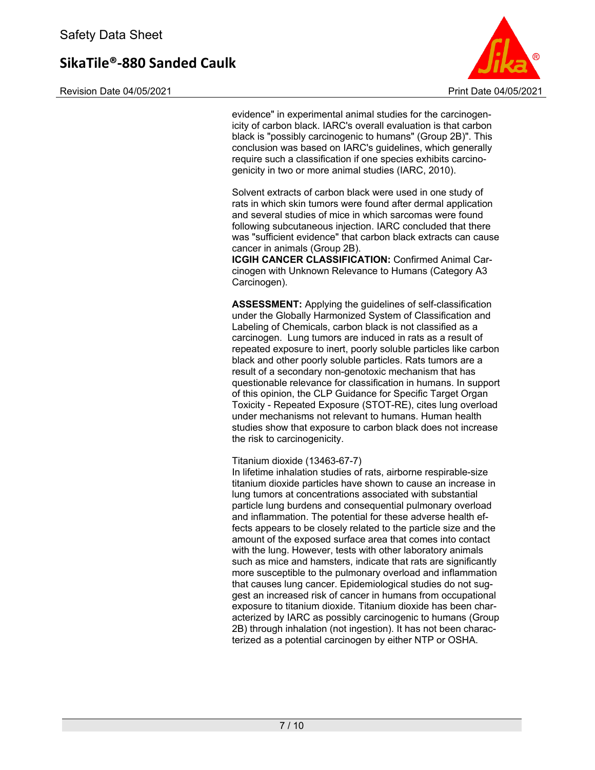evidence" in experimental animal studies for the carcinogenicity of carbon black. IARC's overall evaluation is that carbon black is "possibly carcinogenic to humans" (Group 2B)". This conclusion was based on IARC's guidelines, which generally require such a classification if one species exhibits carcinogenicity in two or more animal studies (IARC, 2010).

Solvent extracts of carbon black were used in one study of rats in which skin tumors were found after dermal application and several studies of mice in which sarcomas were found following subcutaneous injection. IARC concluded that there was "sufficient evidence" that carbon black extracts can cause cancer in animals (Group 2B).

**ICGIH CANCER CLASSIFICATION:** Confirmed Animal Carcinogen with Unknown Relevance to Humans (Category A3 Carcinogen).

**ASSESSMENT:** Applying the guidelines of self-classification under the Globally Harmonized System of Classification and Labeling of Chemicals, carbon black is not classified as a carcinogen. Lung tumors are induced in rats as a result of repeated exposure to inert, poorly soluble particles like carbon black and other poorly soluble particles. Rats tumors are a result of a secondary non-genotoxic mechanism that has questionable relevance for classification in humans. In support of this opinion, the CLP Guidance for Specific Target Organ Toxicity - Repeated Exposure (STOT-RE), cites lung overload under mechanisms not relevant to humans. Human health studies show that exposure to carbon black does not increase the risk to carcinogenicity.

Titanium dioxide (13463-67-7)

In lifetime inhalation studies of rats, airborne respirable-size titanium dioxide particles have shown to cause an increase in lung tumors at concentrations associated with substantial particle lung burdens and consequential pulmonary overload and inflammation. The potential for these adverse health effects appears to be closely related to the particle size and the amount of the exposed surface area that comes into contact with the lung. However, tests with other laboratory animals such as mice and hamsters, indicate that rats are significantly more susceptible to the pulmonary overload and inflammation that causes lung cancer. Epidemiological studies do not suggest an increased risk of cancer in humans from occupational exposure to titanium dioxide. Titanium dioxide has been characterized by IARC as possibly carcinogenic to humans (Group 2B) through inhalation (not ingestion). It has not been characterized as a potential carcinogen by either NTP or OSHA.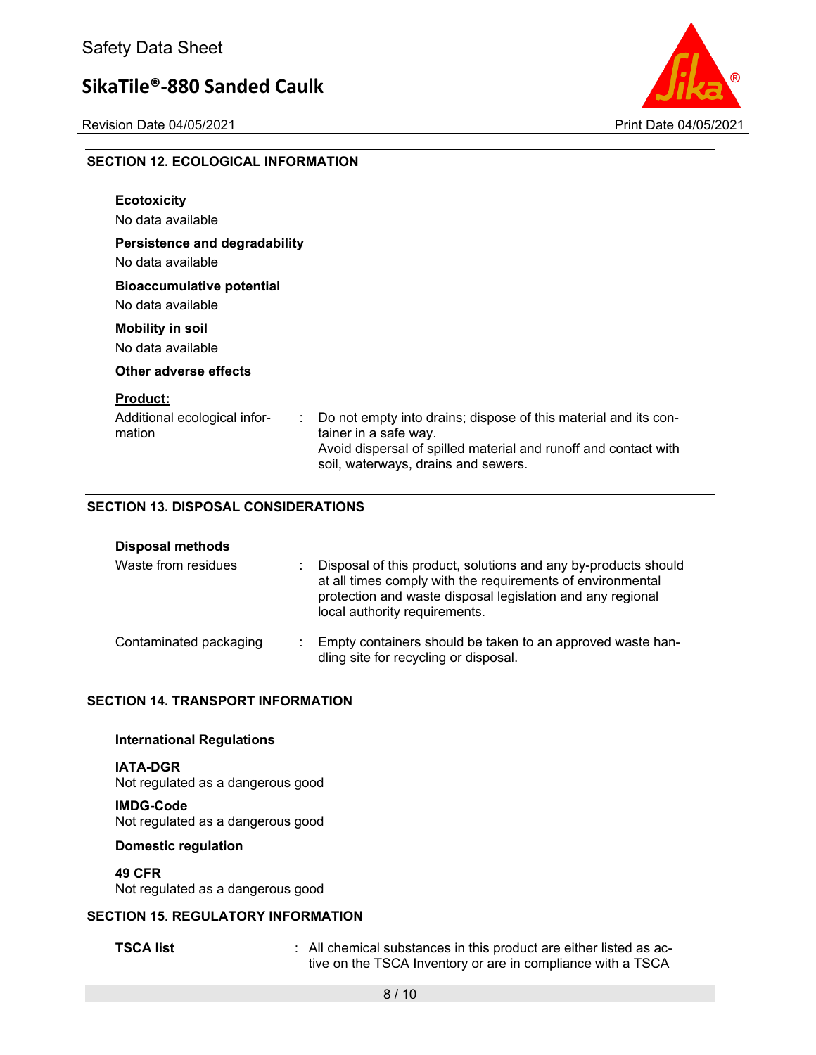## SECTION 12. ECOLOGICAL INFORMATION

**Ecotoxicity**

No data available

**Persistence and degradability**

No data available

**Bioaccumulative potential**

No data available

**Mobility in soil**

No data available

**Other adverse effects**

**Product:**

Additional ecological information : Do not empty into drains; dispose of this material and its container in a safe way.
Avoid dispersal of spilled material and runoff and contact with soil, waterways, drains and sewers.

## SECTION 13. DISPOSAL CONSIDERATIONS

**Disposal methods**

Waste from residues : Disposal of this product, solutions and any by-products should at all times comply with the requirements of environmental protection and waste disposal legislation and any regional local authority requirements.

Contaminated packaging : Empty containers should be taken to an approved waste handling site for recycling or disposal.

## SECTION 14. TRANSPORT INFORMATION

**International Regulations**

**IATA-DGR**

Not regulated as a dangerous good

**IMDG-Code**

Not regulated as a dangerous good

**Domestic regulation**

**49 CFR**

Not regulated as a dangerous good

## SECTION 15. REGULATORY INFORMATION

**TSCA list** : All chemical substances in this product are either listed as active on the TSCA Inventory or are in compliance with a TSCA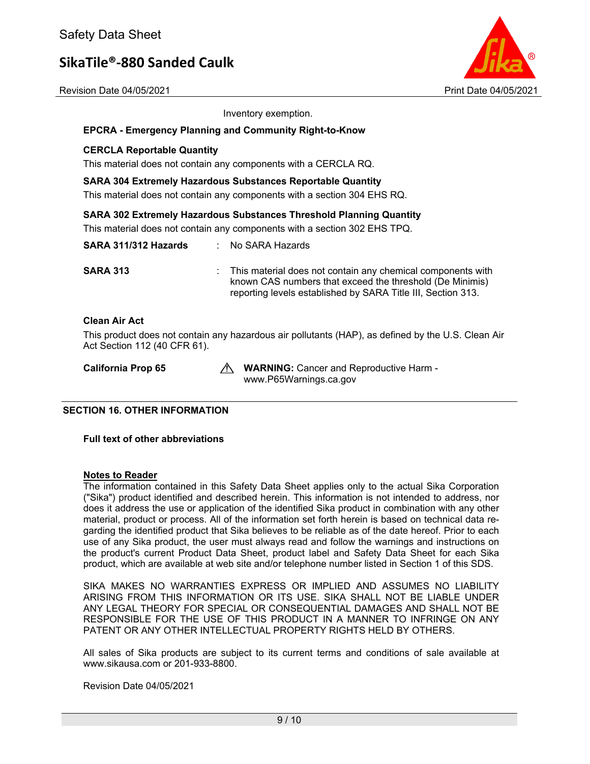Inventory exemption.

**EPCRA - Emergency Planning and Community Right-to-Know**

**CERCLA Reportable Quantity**

This material does not contain any components with a CERCLA RQ.

**SARA 304 Extremely Hazardous Substances Reportable Quantity**

This material does not contain any components with a section 304 EHS RQ.

**SARA 302 Extremely Hazardous Substances Threshold Planning Quantity**

This material does not contain any components with a section 302 EHS TPQ.

**SARA 311/312 Hazards** : No SARA Hazards

**SARA 313** : This material does not contain any chemical components with known CAS numbers that exceed the threshold (De Minimis) reporting levels established by SARA Title III, Section 313.

**Clean Air Act**

This product does not contain any hazardous air pollutants (HAP), as defined by the U.S. Clean Air Act Section 112 (40 CFR 61).

**California Prop 65** ⚠ **WARNING:** Cancer and Reproductive Harm - www.P65Warnings.ca.gov

## SECTION 16. OTHER INFORMATION

**Full text of other abbreviations**

**Notes to Reader**

The information contained in this Safety Data Sheet applies only to the actual Sika Corporation ("Sika") product identified and described herein. This information is not intended to address, nor does it address the use or application of the identified Sika product in combination with any other material, product or process. All of the information set forth herein is based on technical data regarding the identified product that Sika believes to be reliable as of the date hereof. Prior to each use of any Sika product, the user must always read and follow the warnings and instructions on the product's current Product Data Sheet, product label and Safety Data Sheet for each Sika product, which are available at web site and/or telephone number listed in Section 1 of this SDS.

SIKA MAKES NO WARRANTIES EXPRESS OR IMPLIED AND ASSUMES NO LIABILITY ARISING FROM THIS INFORMATION OR ITS USE. SIKA SHALL NOT BE LIABLE UNDER ANY LEGAL THEORY FOR SPECIAL OR CONSEQUENTIAL DAMAGES AND SHALL NOT BE RESPONSIBLE FOR THE USE OF THIS PRODUCT IN A MANNER TO INFRINGE ON ANY PATENT OR ANY OTHER INTELLECTUAL PROPERTY RIGHTS HELD BY OTHERS.

All sales of Sika products are subject to its current terms and conditions of sale available at www.sikausa.com or 201-933-8800.

Revision Date 04/05/2021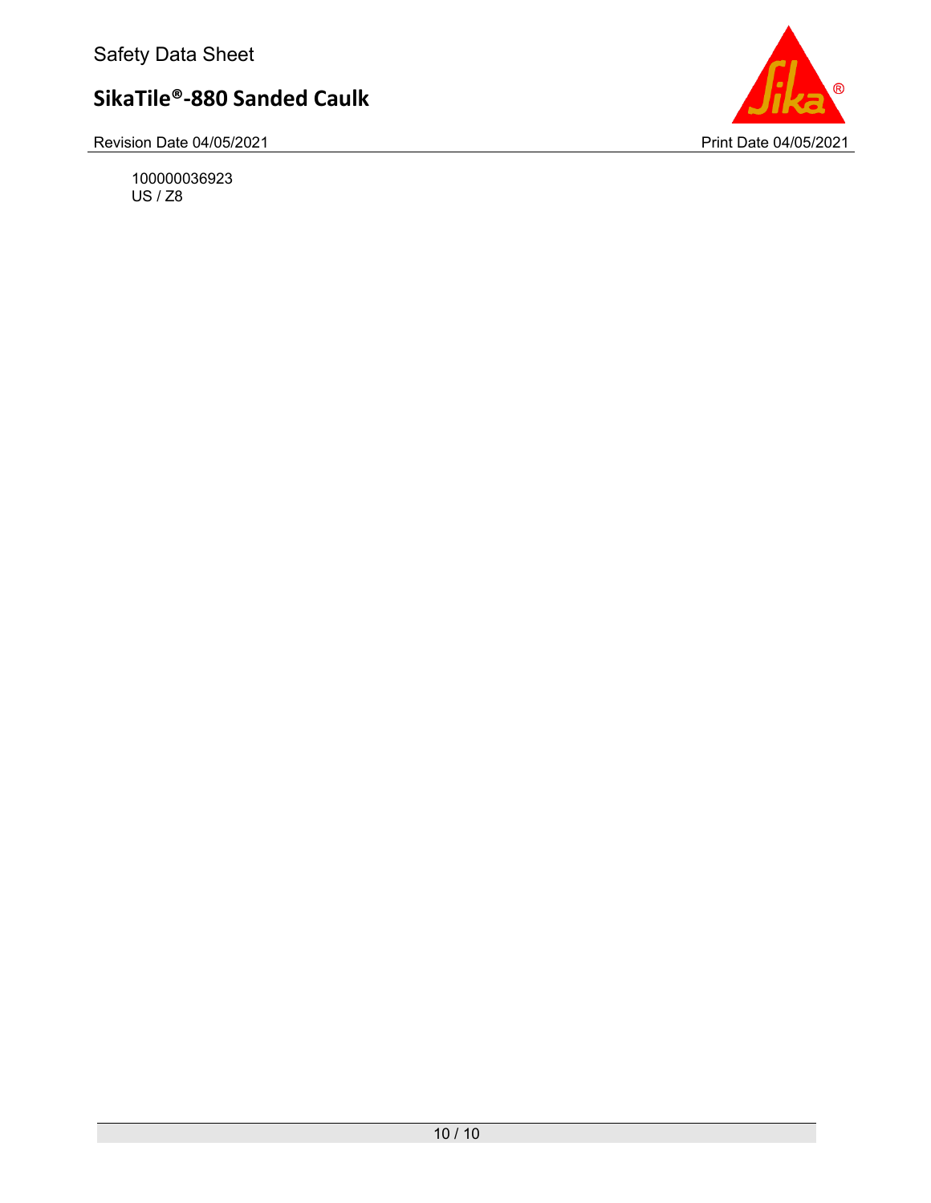100000036923
US / Z8